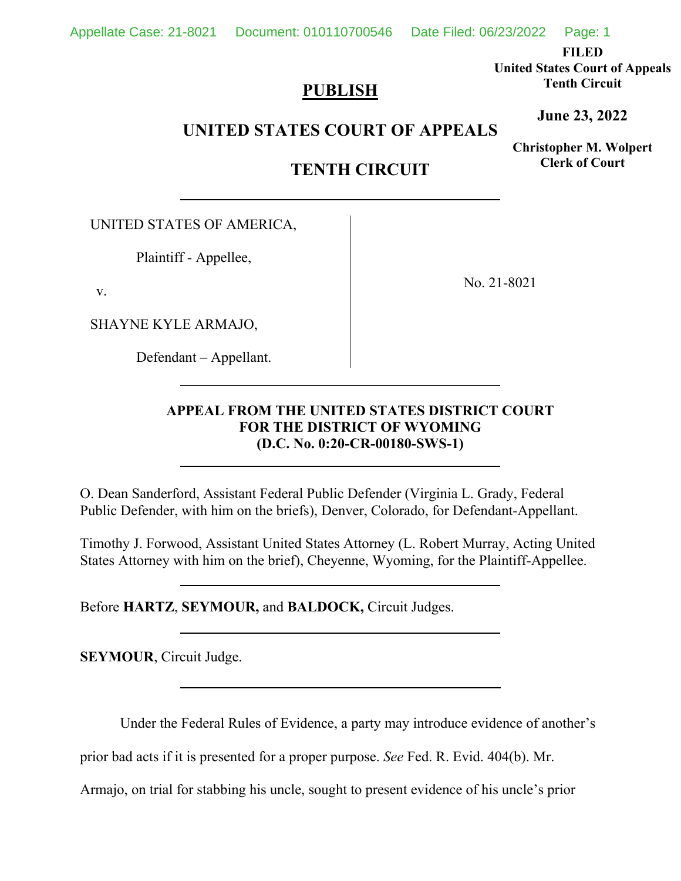**FILED**
**United States Court of Appeals**
**Tenth Circuit**

**June 23, 2022**

**Christopher M. Wolpert**
**Clerk of Court**

**PUBLISH**

# UNITED STATES COURT OF APPEALS

# TENTH CIRCUIT

UNITED STATES OF AMERICA,

Plaintiff - Appellee,

v.

SHAYNE KYLE ARMAJO,

Defendant – Appellant.

No. 21-8021

**APPEAL FROM THE UNITED STATES DISTRICT COURT FOR THE DISTRICT OF WYOMING (D.C. No. 0:20-CR-00180-SWS-1)**

O. Dean Sanderford, Assistant Federal Public Defender (Virginia L. Grady, Federal Public Defender, with him on the briefs), Denver, Colorado, for Defendant-Appellant.

Timothy J. Forwood, Assistant United States Attorney (L. Robert Murray, Acting United States Attorney with him on the brief), Cheyenne, Wyoming, for the Plaintiff-Appellee.

Before **HARTZ**, **SEYMOUR,** and **BALDOCK,** Circuit Judges.

**SEYMOUR**, Circuit Judge.

Under the Federal Rules of Evidence, a party may introduce evidence of another's prior bad acts if it is presented for a proper purpose. *See* Fed. R. Evid. 404(b). Mr. Armajo, on trial for stabbing his uncle, sought to present evidence of his uncle's prior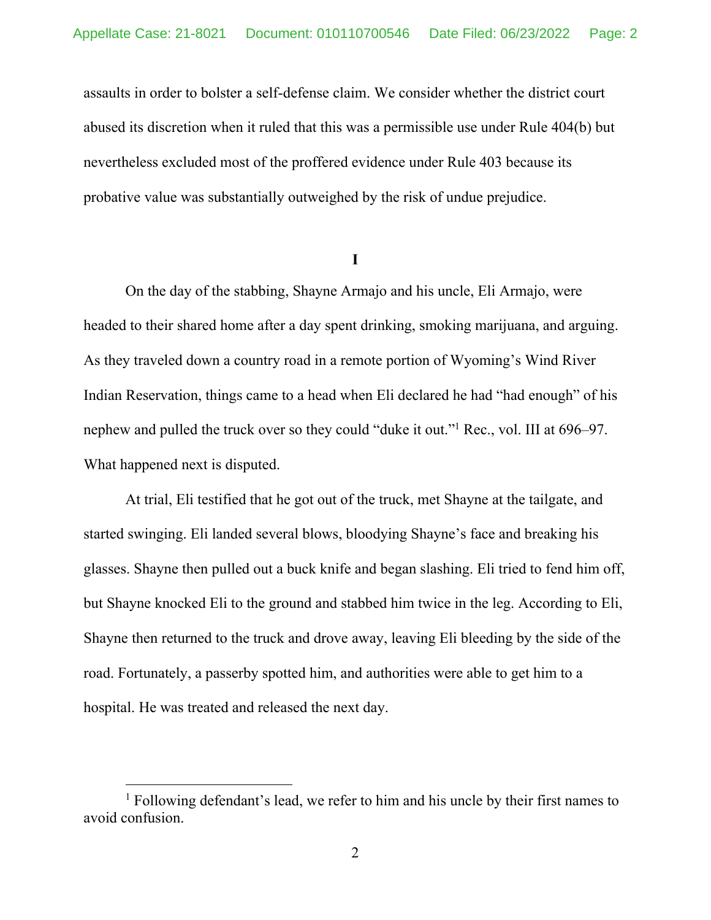assaults in order to bolster a self-defense claim. We consider whether the district court abused its discretion when it ruled that this was a permissible use under Rule 404(b) but nevertheless excluded most of the proffered evidence under Rule 403 because its probative value was substantially outweighed by the risk of undue prejudice.

## I

On the day of the stabbing, Shayne Armajo and his uncle, Eli Armajo, were headed to their shared home after a day spent drinking, smoking marijuana, and arguing. As they traveled down a country road in a remote portion of Wyoming's Wind River Indian Reservation, things came to a head when Eli declared he had "had enough" of his nephew and pulled the truck over so they could "duke it out."[1] Rec., vol. III at 696–97. What happened next is disputed.

At trial, Eli testified that he got out of the truck, met Shayne at the tailgate, and started swinging. Eli landed several blows, bloodying Shayne's face and breaking his glasses. Shayne then pulled out a buck knife and began slashing. Eli tried to fend him off, but Shayne knocked Eli to the ground and stabbed him twice in the leg. According to Eli, Shayne then returned to the truck and drove away, leaving Eli bleeding by the side of the road. Fortunately, a passerby spotted him, and authorities were able to get him to a hospital. He was treated and released the next day.

[1] Following defendant's lead, we refer to him and his uncle by their first names to avoid confusion.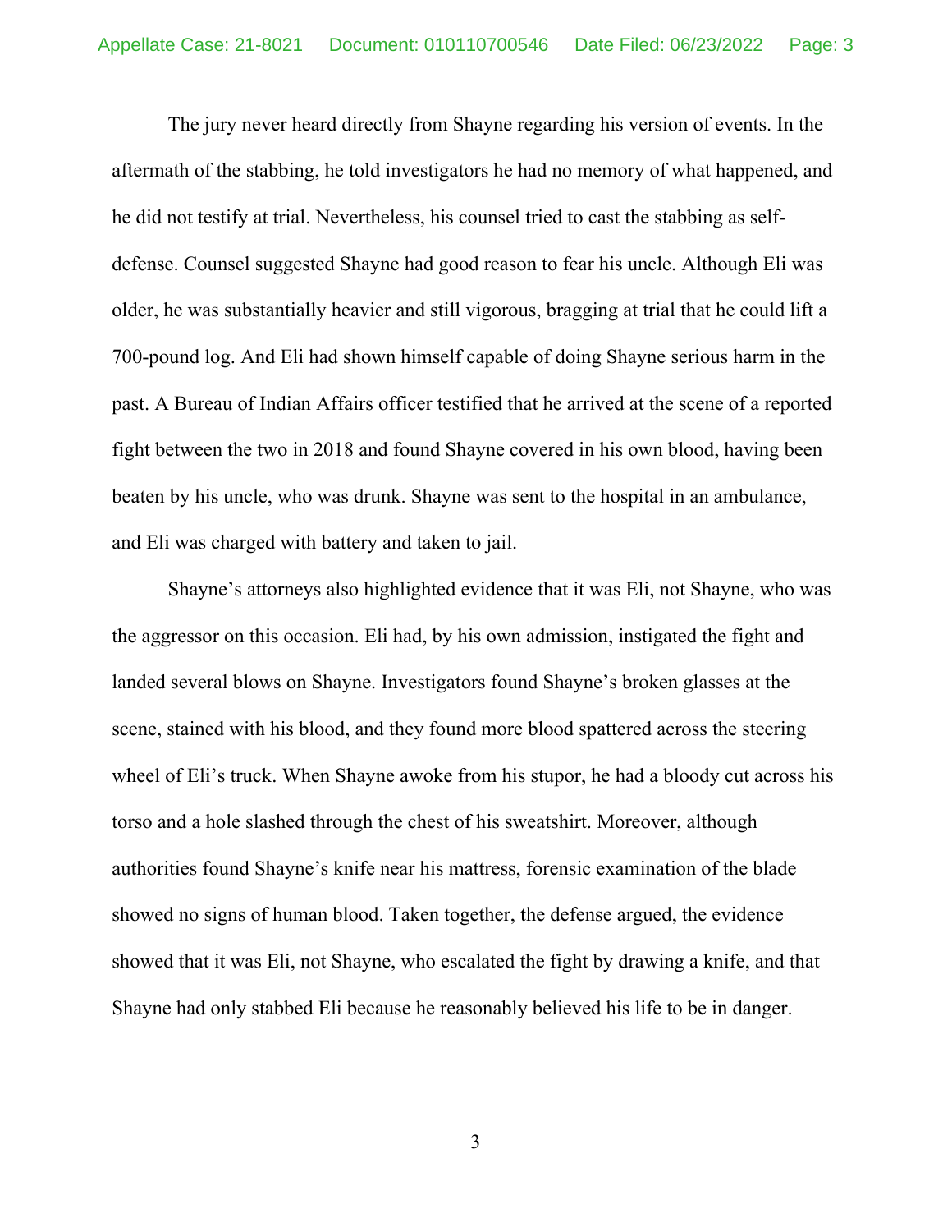The jury never heard directly from Shayne regarding his version of events. In the aftermath of the stabbing, he told investigators he had no memory of what happened, and he did not testify at trial. Nevertheless, his counsel tried to cast the stabbing as self-defense. Counsel suggested Shayne had good reason to fear his uncle. Although Eli was older, he was substantially heavier and still vigorous, bragging at trial that he could lift a 700-pound log. And Eli had shown himself capable of doing Shayne serious harm in the past. A Bureau of Indian Affairs officer testified that he arrived at the scene of a reported fight between the two in 2018 and found Shayne covered in his own blood, having been beaten by his uncle, who was drunk. Shayne was sent to the hospital in an ambulance, and Eli was charged with battery and taken to jail.

Shayne's attorneys also highlighted evidence that it was Eli, not Shayne, who was the aggressor on this occasion. Eli had, by his own admission, instigated the fight and landed several blows on Shayne. Investigators found Shayne's broken glasses at the scene, stained with his blood, and they found more blood spattered across the steering wheel of Eli's truck. When Shayne awoke from his stupor, he had a bloody cut across his torso and a hole slashed through the chest of his sweatshirt. Moreover, although authorities found Shayne's knife near his mattress, forensic examination of the blade showed no signs of human blood. Taken together, the defense argued, the evidence showed that it was Eli, not Shayne, who escalated the fight by drawing a knife, and that Shayne had only stabbed Eli because he reasonably believed his life to be in danger.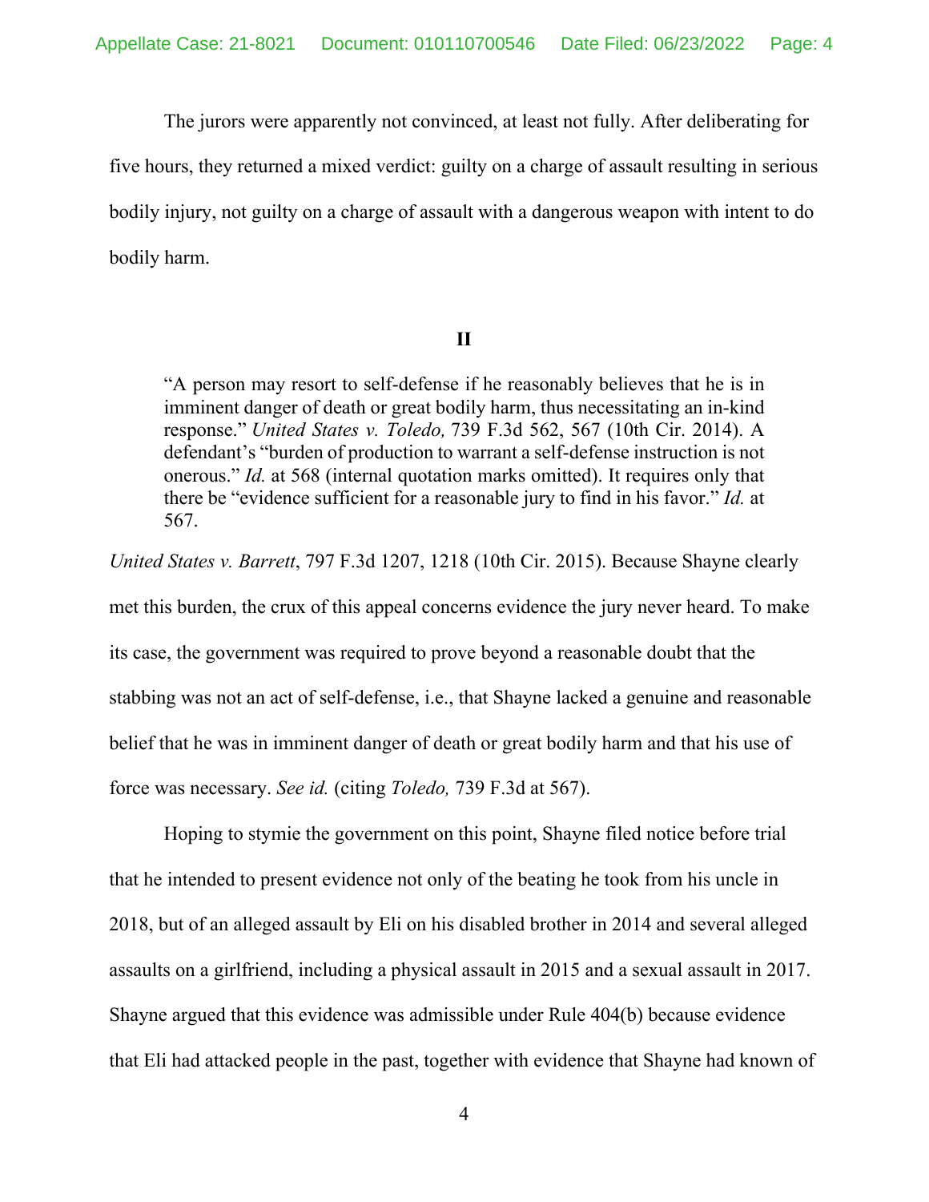The jurors were apparently not convinced, at least not fully. After deliberating for five hours, they returned a mixed verdict: guilty on a charge of assault resulting in serious bodily injury, not guilty on a charge of assault with a dangerous weapon with intent to do bodily harm.

## II

> "A person may resort to self-defense if he reasonably believes that he is in imminent danger of death or great bodily harm, thus necessitating an in-kind response." *United States v. Toledo,* 739 F.3d 562, 567 (10th Cir. 2014). A defendant's "burden of production to warrant a self-defense instruction is not onerous." *Id.* at 568 (internal quotation marks omitted). It requires only that there be "evidence sufficient for a reasonable jury to find in his favor." *Id.* at 567.

*United States v. Barrett*, 797 F.3d 1207, 1218 (10th Cir. 2015). Because Shayne clearly met this burden, the crux of this appeal concerns evidence the jury never heard. To make its case, the government was required to prove beyond a reasonable doubt that the stabbing was not an act of self-defense, i.e., that Shayne lacked a genuine and reasonable belief that he was in imminent danger of death or great bodily harm and that his use of force was necessary. *See id.* (citing *Toledo,* 739 F.3d at 567).

Hoping to stymie the government on this point, Shayne filed notice before trial that he intended to present evidence not only of the beating he took from his uncle in 2018, but of an alleged assault by Eli on his disabled brother in 2014 and several alleged assaults on a girlfriend, including a physical assault in 2015 and a sexual assault in 2017. Shayne argued that this evidence was admissible under Rule 404(b) because evidence that Eli had attacked people in the past, together with evidence that Shayne had known of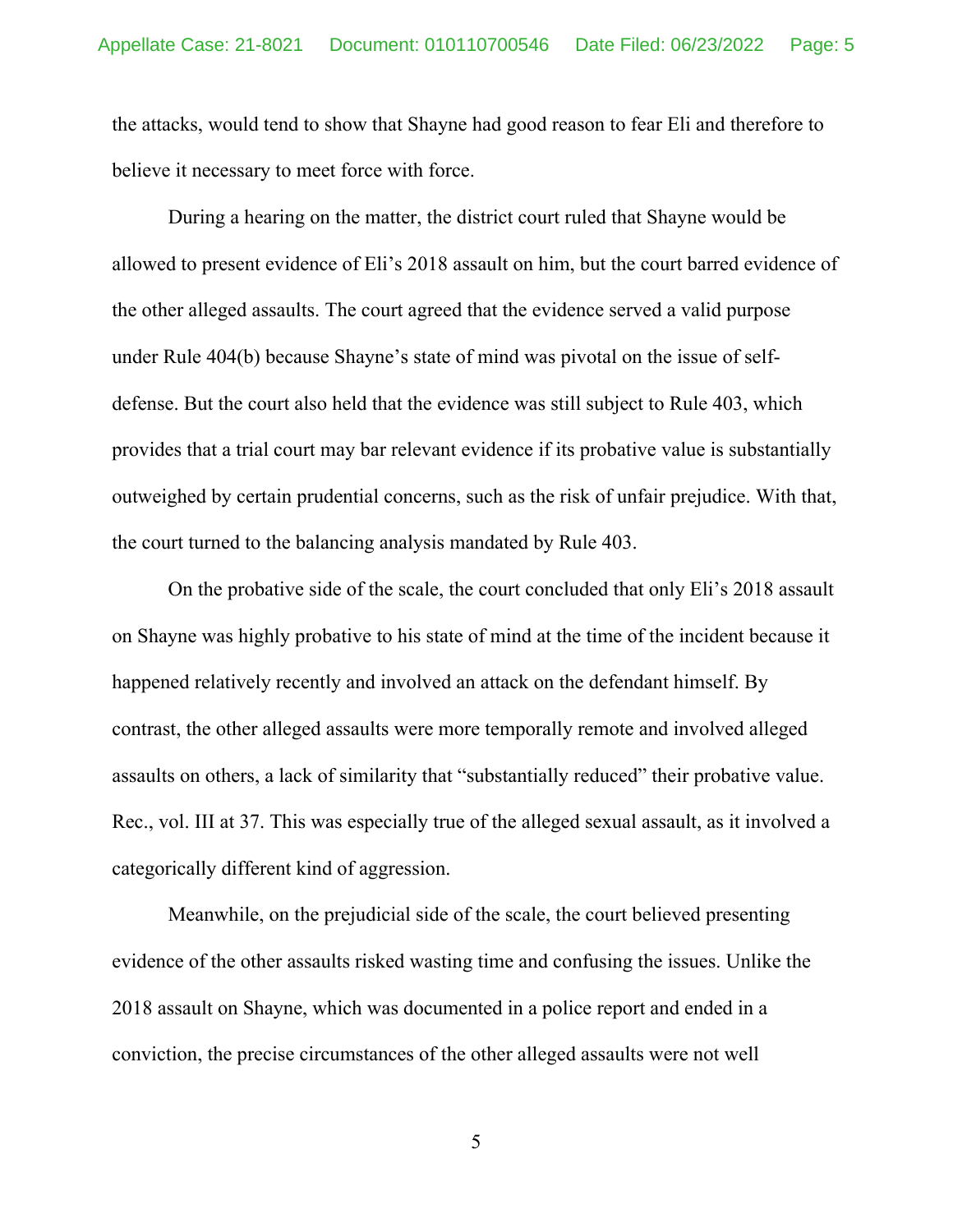the attacks, would tend to show that Shayne had good reason to fear Eli and therefore to believe it necessary to meet force with force.

During a hearing on the matter, the district court ruled that Shayne would be allowed to present evidence of Eli's 2018 assault on him, but the court barred evidence of the other alleged assaults. The court agreed that the evidence served a valid purpose under Rule 404(b) because Shayne's state of mind was pivotal on the issue of self-defense. But the court also held that the evidence was still subject to Rule 403, which provides that a trial court may bar relevant evidence if its probative value is substantially outweighed by certain prudential concerns, such as the risk of unfair prejudice. With that, the court turned to the balancing analysis mandated by Rule 403.

On the probative side of the scale, the court concluded that only Eli's 2018 assault on Shayne was highly probative to his state of mind at the time of the incident because it happened relatively recently and involved an attack on the defendant himself. By contrast, the other alleged assaults were more temporally remote and involved alleged assaults on others, a lack of similarity that "substantially reduced" their probative value. Rec., vol. III at 37. This was especially true of the alleged sexual assault, as it involved a categorically different kind of aggression.

Meanwhile, on the prejudicial side of the scale, the court believed presenting evidence of the other assaults risked wasting time and confusing the issues. Unlike the 2018 assault on Shayne, which was documented in a police report and ended in a conviction, the precise circumstances of the other alleged assaults were not well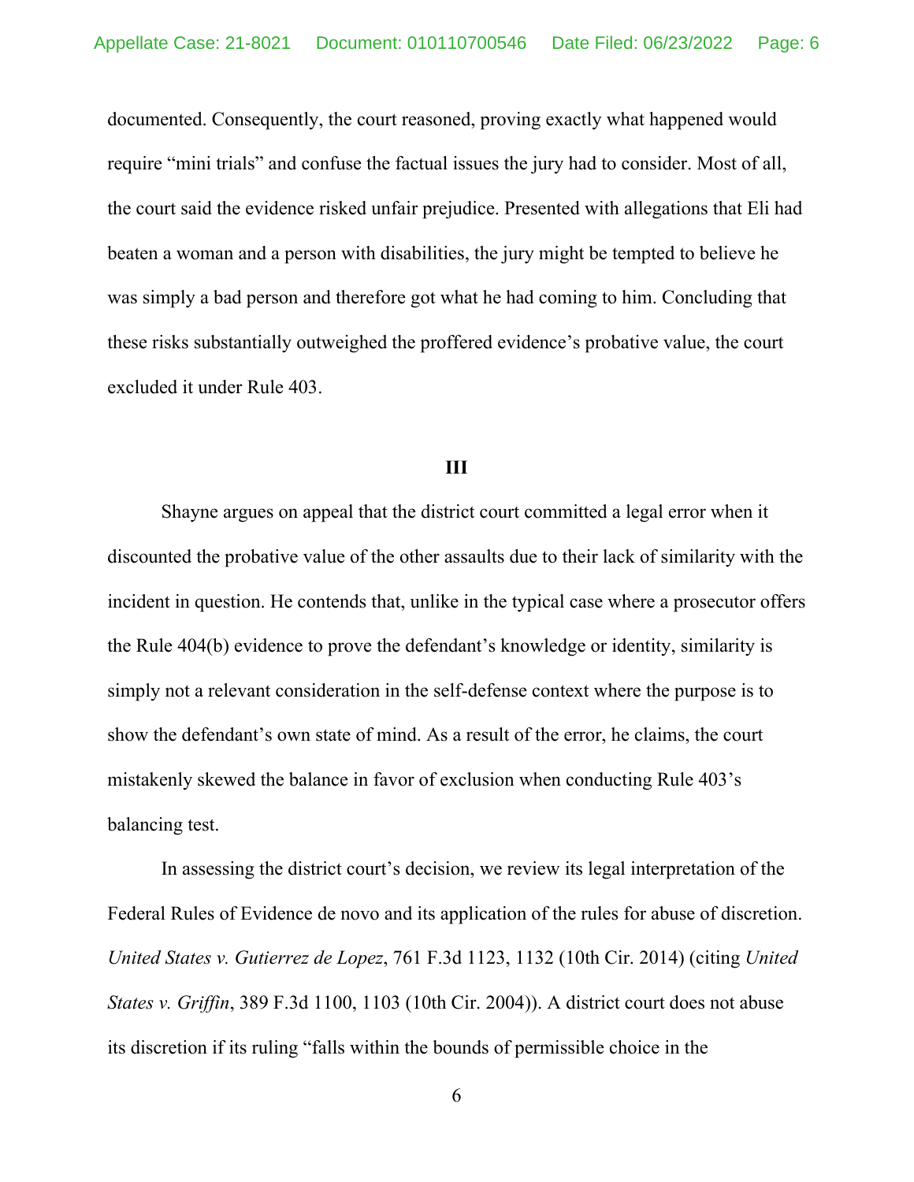documented. Consequently, the court reasoned, proving exactly what happened would require "mini trials" and confuse the factual issues the jury had to consider. Most of all, the court said the evidence risked unfair prejudice. Presented with allegations that Eli had beaten a woman and a person with disabilities, the jury might be tempted to believe he was simply a bad person and therefore got what he had coming to him. Concluding that these risks substantially outweighed the proffered evidence's probative value, the court excluded it under Rule 403.

## III

Shayne argues on appeal that the district court committed a legal error when it discounted the probative value of the other assaults due to their lack of similarity with the incident in question. He contends that, unlike in the typical case where a prosecutor offers the Rule 404(b) evidence to prove the defendant's knowledge or identity, similarity is simply not a relevant consideration in the self-defense context where the purpose is to show the defendant's own state of mind. As a result of the error, he claims, the court mistakenly skewed the balance in favor of exclusion when conducting Rule 403's balancing test.

In assessing the district court's decision, we review its legal interpretation of the Federal Rules of Evidence de novo and its application of the rules for abuse of discretion. *United States v. Gutierrez de Lopez*, 761 F.3d 1123, 1132 (10th Cir. 2014) (citing *United States v. Griffin*, 389 F.3d 1100, 1103 (10th Cir. 2004)). A district court does not abuse its discretion if its ruling "falls within the bounds of permissible choice in the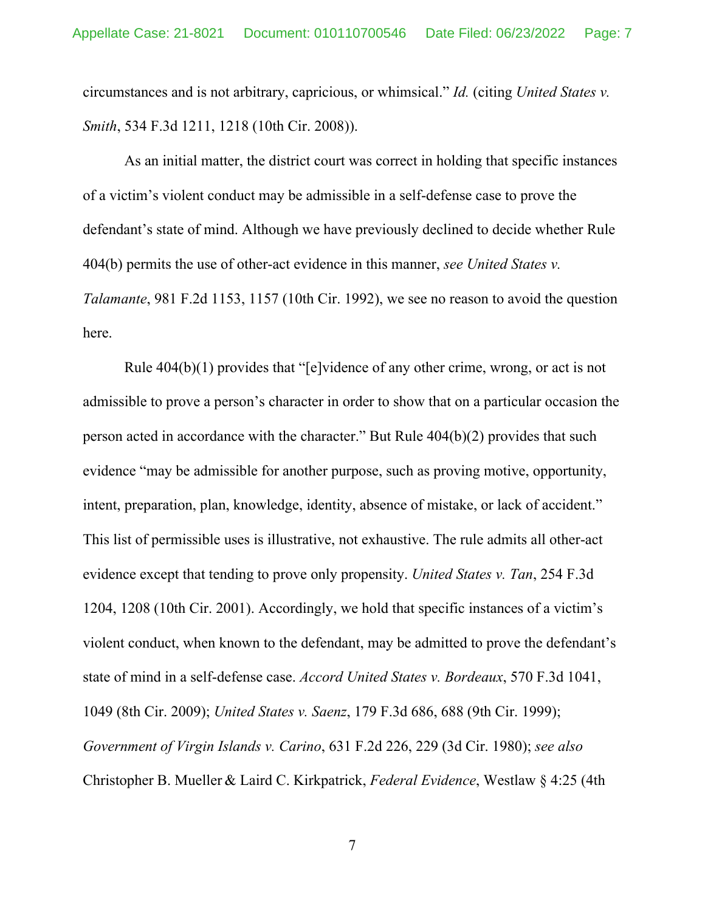circumstances and is not arbitrary, capricious, or whimsical." *Id.* (citing *United States v. Smith*, 534 F.3d 1211, 1218 (10th Cir. 2008)).

As an initial matter, the district court was correct in holding that specific instances of a victim's violent conduct may be admissible in a self-defense case to prove the defendant's state of mind. Although we have previously declined to decide whether Rule 404(b) permits the use of other-act evidence in this manner, *see United States v. Talamante*, 981 F.2d 1153, 1157 (10th Cir. 1992), we see no reason to avoid the question here.

Rule 404(b)(1) provides that "[e]vidence of any other crime, wrong, or act is not admissible to prove a person's character in order to show that on a particular occasion the person acted in accordance with the character." But Rule 404(b)(2) provides that such evidence "may be admissible for another purpose, such as proving motive, opportunity, intent, preparation, plan, knowledge, identity, absence of mistake, or lack of accident." This list of permissible uses is illustrative, not exhaustive. The rule admits all other-act evidence except that tending to prove only propensity. *United States v. Tan*, 254 F.3d 1204, 1208 (10th Cir. 2001). Accordingly, we hold that specific instances of a victim's violent conduct, when known to the defendant, may be admitted to prove the defendant's state of mind in a self-defense case. *Accord United States v. Bordeaux*, 570 F.3d 1041, 1049 (8th Cir. 2009); *United States v. Saenz*, 179 F.3d 686, 688 (9th Cir. 1999); *Government of Virgin Islands v. Carino*, 631 F.2d 226, 229 (3d Cir. 1980); *see also* Christopher B. Mueller & Laird C. Kirkpatrick, *Federal Evidence*, Westlaw § 4:25 (4th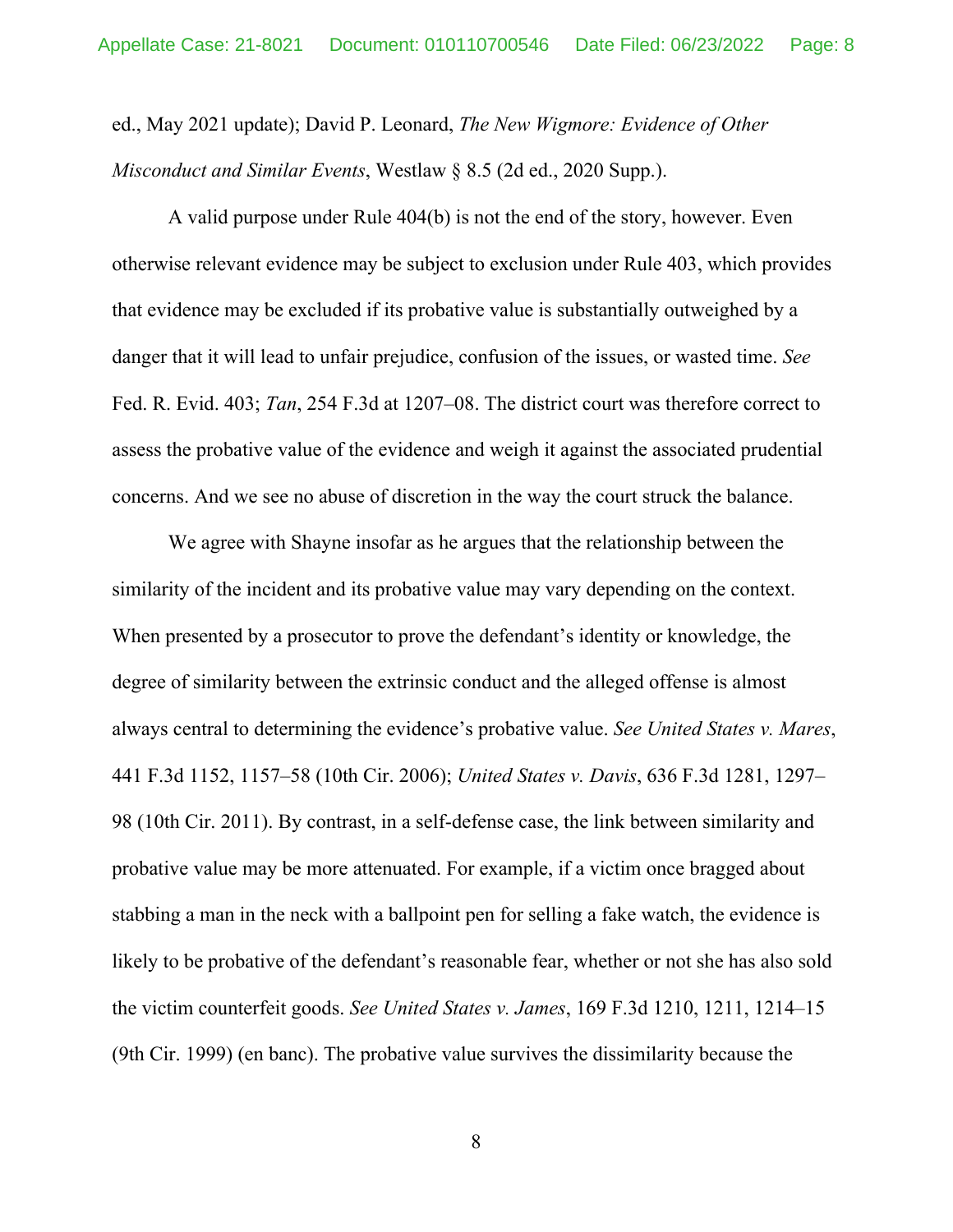ed., May 2021 update); David P. Leonard, *The New Wigmore: Evidence of Other Misconduct and Similar Events*, Westlaw § 8.5 (2d ed., 2020 Supp.).

A valid purpose under Rule 404(b) is not the end of the story, however. Even otherwise relevant evidence may be subject to exclusion under Rule 403, which provides that evidence may be excluded if its probative value is substantially outweighed by a danger that it will lead to unfair prejudice, confusion of the issues, or wasted time. *See* Fed. R. Evid. 403; *Tan*, 254 F.3d at 1207–08. The district court was therefore correct to assess the probative value of the evidence and weigh it against the associated prudential concerns. And we see no abuse of discretion in the way the court struck the balance.

We agree with Shayne insofar as he argues that the relationship between the similarity of the incident and its probative value may vary depending on the context. When presented by a prosecutor to prove the defendant's identity or knowledge, the degree of similarity between the extrinsic conduct and the alleged offense is almost always central to determining the evidence's probative value. *See United States v. Mares*, 441 F.3d 1152, 1157–58 (10th Cir. 2006); *United States v. Davis*, 636 F.3d 1281, 1297–98 (10th Cir. 2011). By contrast, in a self-defense case, the link between similarity and probative value may be more attenuated. For example, if a victim once bragged about stabbing a man in the neck with a ballpoint pen for selling a fake watch, the evidence is likely to be probative of the defendant's reasonable fear, whether or not she has also sold the victim counterfeit goods. *See United States v. James*, 169 F.3d 1210, 1211, 1214–15 (9th Cir. 1999) (en banc). The probative value survives the dissimilarity because the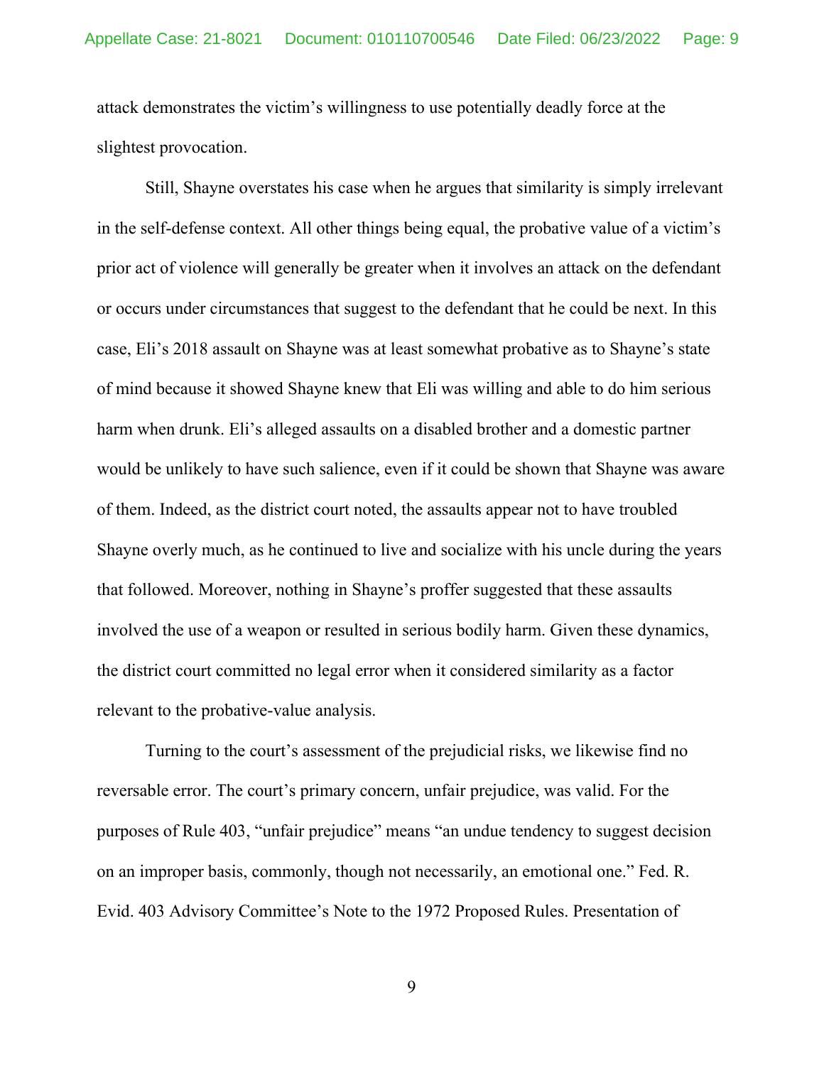attack demonstrates the victim's willingness to use potentially deadly force at the slightest provocation.

Still, Shayne overstates his case when he argues that similarity is simply irrelevant in the self-defense context. All other things being equal, the probative value of a victim's prior act of violence will generally be greater when it involves an attack on the defendant or occurs under circumstances that suggest to the defendant that he could be next. In this case, Eli's 2018 assault on Shayne was at least somewhat probative as to Shayne's state of mind because it showed Shayne knew that Eli was willing and able to do him serious harm when drunk. Eli's alleged assaults on a disabled brother and a domestic partner would be unlikely to have such salience, even if it could be shown that Shayne was aware of them. Indeed, as the district court noted, the assaults appear not to have troubled Shayne overly much, as he continued to live and socialize with his uncle during the years that followed. Moreover, nothing in Shayne's proffer suggested that these assaults involved the use of a weapon or resulted in serious bodily harm. Given these dynamics, the district court committed no legal error when it considered similarity as a factor relevant to the probative-value analysis.

Turning to the court's assessment of the prejudicial risks, we likewise find no reversable error. The court's primary concern, unfair prejudice, was valid. For the purposes of Rule 403, "unfair prejudice" means "an undue tendency to suggest decision on an improper basis, commonly, though not necessarily, an emotional one." Fed. R. Evid. 403 Advisory Committee's Note to the 1972 Proposed Rules. Presentation of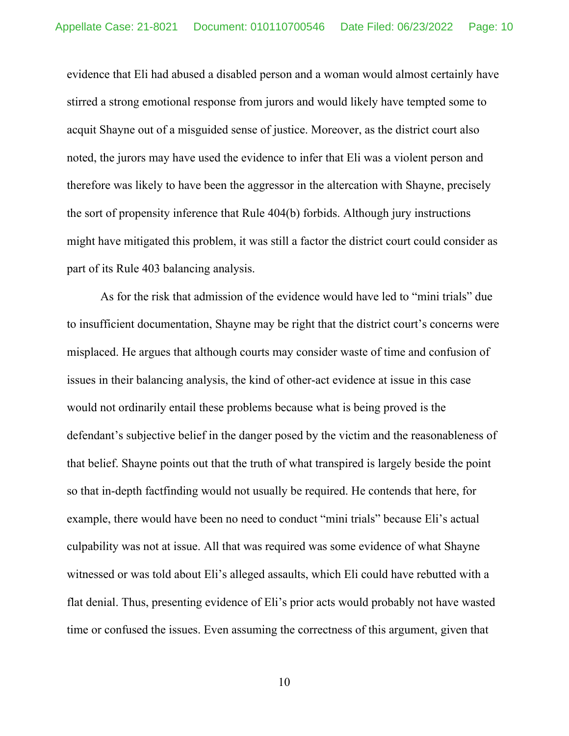evidence that Eli had abused a disabled person and a woman would almost certainly have stirred a strong emotional response from jurors and would likely have tempted some to acquit Shayne out of a misguided sense of justice. Moreover, as the district court also noted, the jurors may have used the evidence to infer that Eli was a violent person and therefore was likely to have been the aggressor in the altercation with Shayne, precisely the sort of propensity inference that Rule 404(b) forbids. Although jury instructions might have mitigated this problem, it was still a factor the district court could consider as part of its Rule 403 balancing analysis.

As for the risk that admission of the evidence would have led to "mini trials" due to insufficient documentation, Shayne may be right that the district court's concerns were misplaced. He argues that although courts may consider waste of time and confusion of issues in their balancing analysis, the kind of other-act evidence at issue in this case would not ordinarily entail these problems because what is being proved is the defendant's subjective belief in the danger posed by the victim and the reasonableness of that belief. Shayne points out that the truth of what transpired is largely beside the point so that in-depth factfinding would not usually be required. He contends that here, for example, there would have been no need to conduct "mini trials" because Eli's actual culpability was not at issue. All that was required was some evidence of what Shayne witnessed or was told about Eli's alleged assaults, which Eli could have rebutted with a flat denial. Thus, presenting evidence of Eli's prior acts would probably not have wasted time or confused the issues. Even assuming the correctness of this argument, given that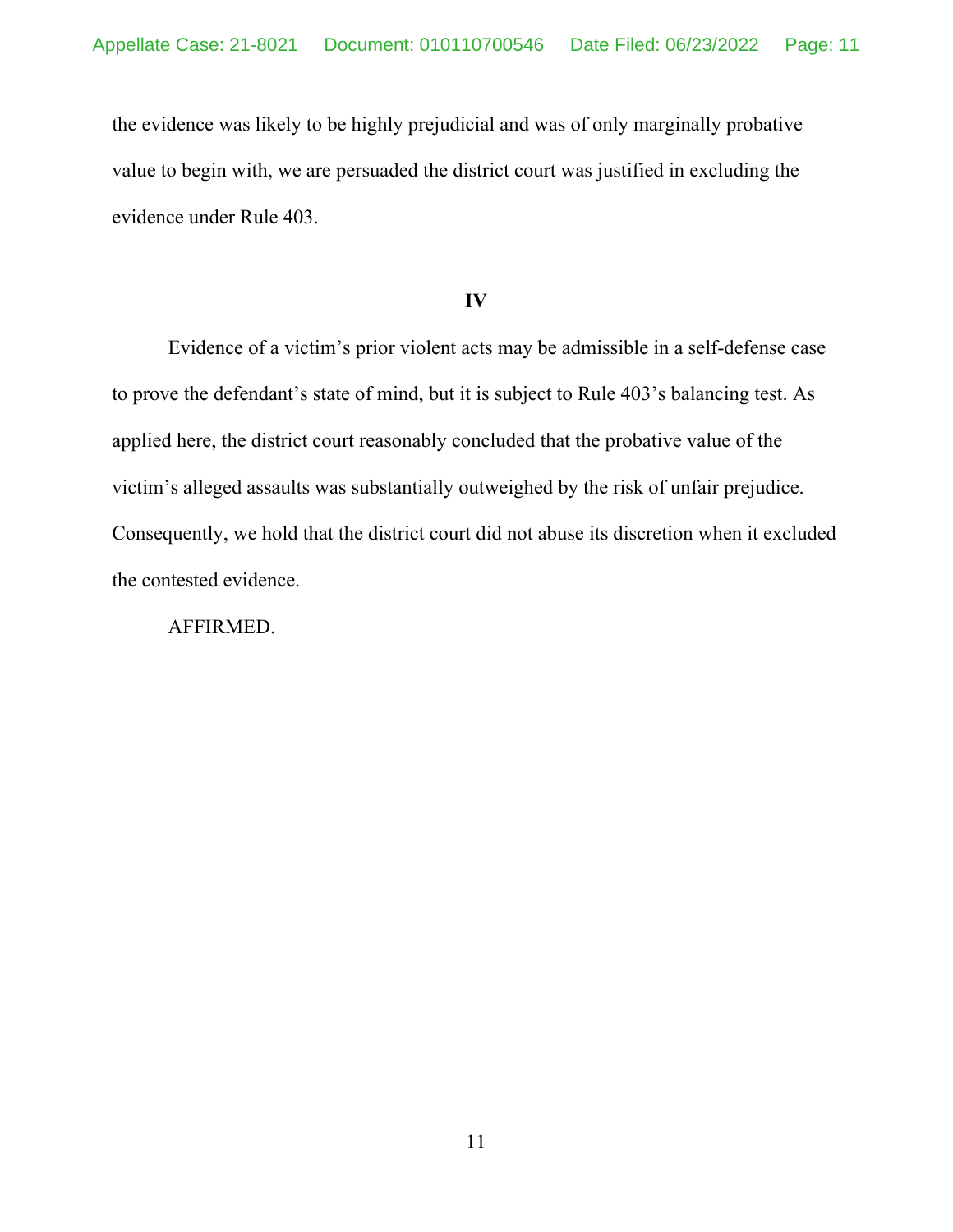the evidence was likely to be highly prejudicial and was of only marginally probative value to begin with, we are persuaded the district court was justified in excluding the evidence under Rule 403.

**IV**

Evidence of a victim's prior violent acts may be admissible in a self-defense case to prove the defendant's state of mind, but it is subject to Rule 403's balancing test. As applied here, the district court reasonably concluded that the probative value of the victim's alleged assaults was substantially outweighed by the risk of unfair prejudice. Consequently, we hold that the district court did not abuse its discretion when it excluded the contested evidence.

AFFIRMED.